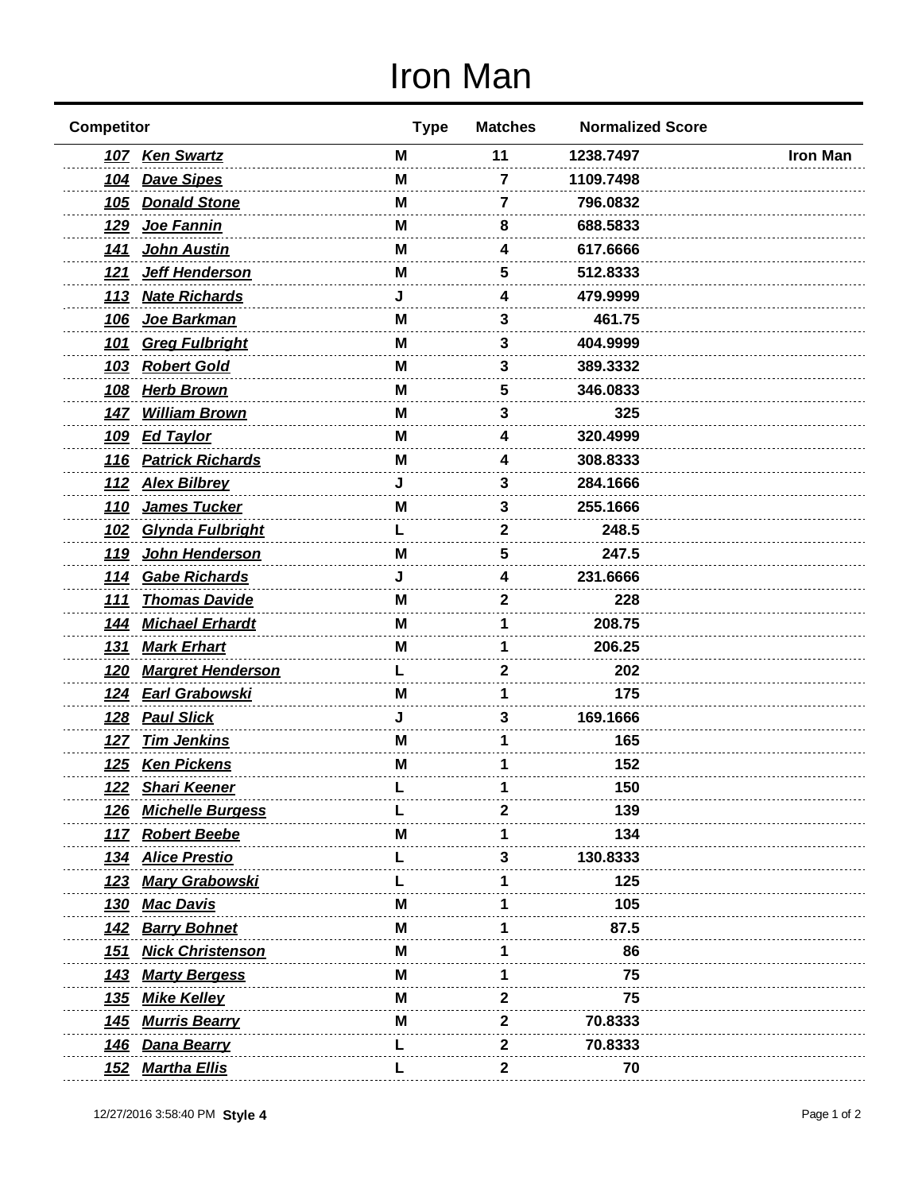# Iron Man

| Competitor | | Type | Matches | Normalized Score | |
|---|---|---|---|---|---|
| 107 | Ken Swartz | M | 11 | 1238.7497 | Iron Man |
| 104 | Dave Sipes | M | 7 | 1109.7498 | |
| 105 | Donald Stone | M | 7 | 796.0832 | |
| 129 | Joe Fannin | M | 8 | 688.5833 | |
| 141 | John Austin | M | 4 | 617.6666 | |
| 121 | Jeff Henderson | M | 5 | 512.8333 | |
| 113 | Nate Richards | J | 4 | 479.9999 | |
| 106 | Joe Barkman | M | 3 | 461.75 | |
| 101 | Greg Fulbright | M | 3 | 404.9999 | |
| 103 | Robert Gold | M | 3 | 389.3332 | |
| 108 | Herb Brown | M | 5 | 346.0833 | |
| 147 | William Brown | M | 3 | 325 | |
| 109 | Ed Taylor | M | 4 | 320.4999 | |
| 116 | Patrick Richards | M | 4 | 308.8333 | |
| 112 | Alex Bilbrey | J | 3 | 284.1666 | |
| 110 | James Tucker | M | 3 | 255.1666 | |
| 102 | Glynda Fulbright | L | 2 | 248.5 | |
| 119 | John Henderson | M | 5 | 247.5 | |
| 114 | Gabe Richards | J | 4 | 231.6666 | |
| 111 | Thomas Davide | M | 2 | 228 | |
| 144 | Michael Erhardt | M | 1 | 208.75 | |
| 131 | Mark Erhart | M | 1 | 206.25 | |
| 120 | Margret Henderson | L | 2 | 202 | |
| 124 | Earl Grabowski | M | 1 | 175 | |
| 128 | Paul Slick | J | 3 | 169.1666 | |
| 127 | Tim Jenkins | M | 1 | 165 | |
| 125 | Ken Pickens | M | 1 | 152 | |
| 122 | Shari Keener | L | 1 | 150 | |
| 126 | Michelle Burgess | L | 2 | 139 | |
| 117 | Robert Beebe | M | 1 | 134 | |
| 134 | Alice Prestio | L | 3 | 130.8333 | |
| 123 | Mary Grabowski | L | 1 | 125 | |
| 130 | Mac Davis | M | 1 | 105 | |
| 142 | Barry Bohnet | M | 1 | 87.5 | |
| 151 | Nick Christenson | M | 1 | 86 | |
| 143 | Marty Bergess | M | 1 | 75 | |
| 135 | Mike Kelley | M | 2 | 75 | |
| 145 | Murris Bearry | M | 2 | 70.8333 | |
| 146 | Dana Bearry | L | 2 | 70.8333 | |
| 152 | Martha Ellis | L | 2 | 70 | |

12/27/2016 3:58:40 PM **Style 4**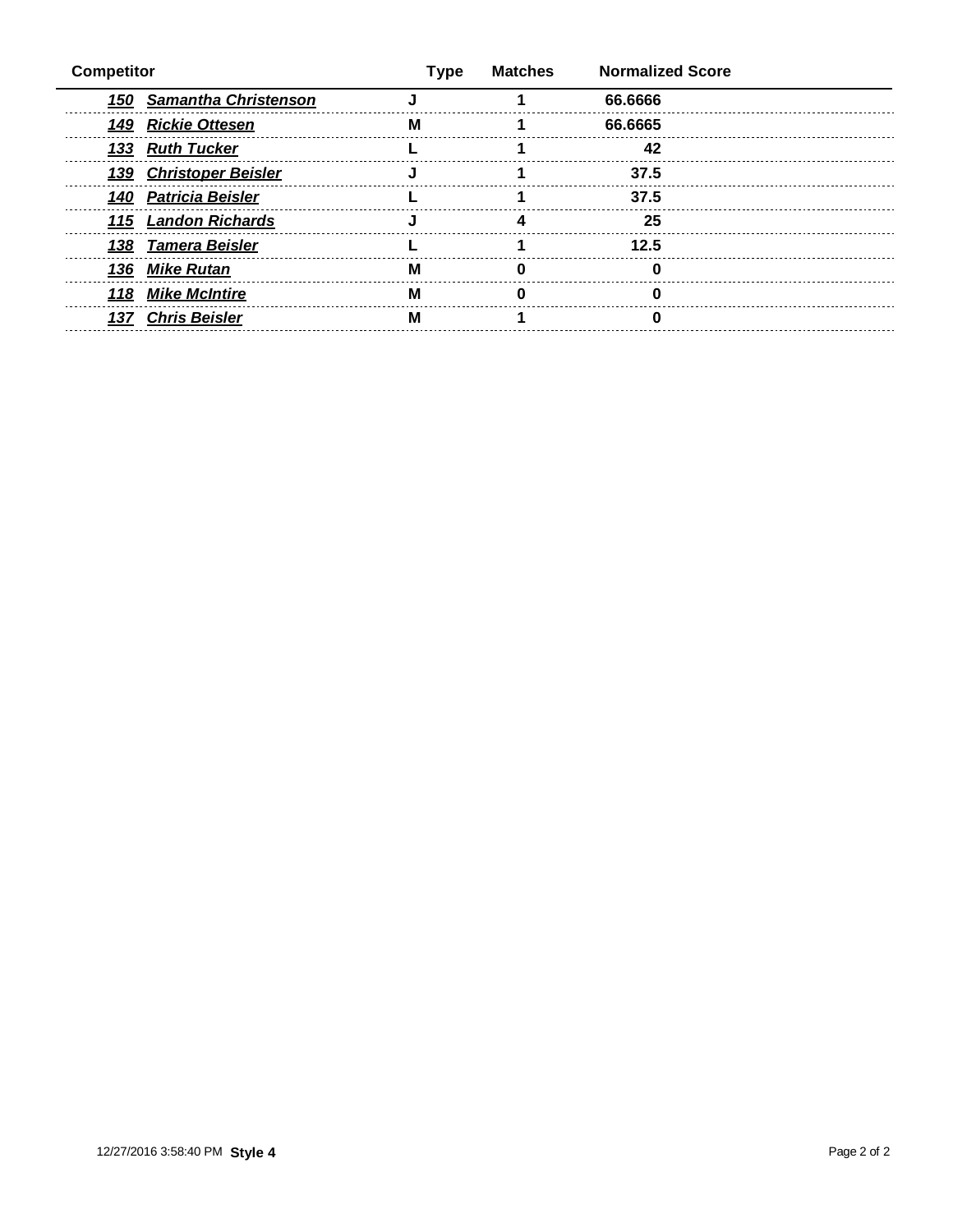| Competitor | | Type | Matches | Normalized Score |
| --- | --- | --- | --- | --- |
| 150 | Samantha Christenson | J | 1 | 66.6666 |
| 149 | Rickie Ottesen | M | 1 | 66.6665 |
| 133 | Ruth Tucker | L | 1 | 42 |
| 139 | Christoper Beisler | J | 1 | 37.5 |
| 140 | Patricia Beisler | L | 1 | 37.5 |
| 115 | Landon Richards | J | 4 | 25 |
| 138 | Tamera Beisler | L | 1 | 12.5 |
| 136 | Mike Rutan | M | 0 | 0 |
| 118 | Mike McIntire | M | 0 | 0 |
| 137 | Chris Beisler | M | 1 | 0 |

12/27/2016 3:58:40 PM **Style 4**